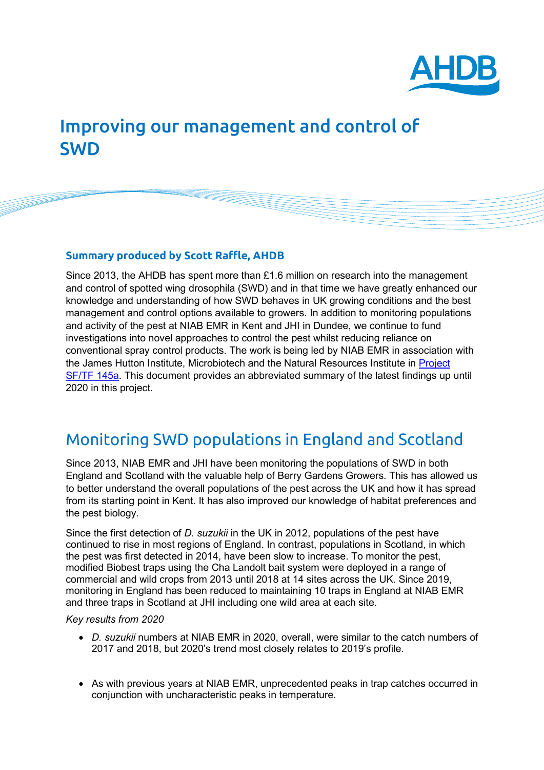# Improving our management and control of SWD

**Summary produced by Scott Raffle, AHDB**

Since 2013, the AHDB has spent more than £1.6 million on research into the management and control of spotted wing drosophila (SWD) and in that time we have greatly enhanced our knowledge and understanding of how SWD behaves in UK growing conditions and the best management and control options available to growers. In addition to monitoring populations and activity of the pest at NIAB EMR in Kent and JHI in Dundee, we continue to fund investigations into novel approaches to control the pest whilst reducing reliance on conventional spray control products. The work is being led by NIAB EMR in association with the James Hutton Institute, Microbiotech and the Natural Resources Institute in Project SF/TF 145a. This document provides an abbreviated summary of the latest findings up until 2020 in this project.

## Monitoring SWD populations in England and Scotland

Since 2013, NIAB EMR and JHI have been monitoring the populations of SWD in both England and Scotland with the valuable help of Berry Gardens Growers. This has allowed us to better understand the overall populations of the pest across the UK and how it has spread from its starting point in Kent. It has also improved our knowledge of habitat preferences and the pest biology.

Since the first detection of *D. suzukii* in the UK in 2012, populations of the pest have continued to rise in most regions of England. In contrast, populations in Scotland, in which the pest was first detected in 2014, have been slow to increase. To monitor the pest, modified Biobest traps using the Cha Landolt bait system were deployed in a range of commercial and wild crops from 2013 until 2018 at 14 sites across the UK. Since 2019, monitoring in England has been reduced to maintaining 10 traps in England at NIAB EMR and three traps in Scotland at JHI including one wild area at each site.

*Key results from 2020*

- *D. suzukii* numbers at NIAB EMR in 2020, overall, were similar to the catch numbers of 2017 and 2018, but 2020's trend most closely relates to 2019's profile.
- As with previous years at NIAB EMR, unprecedented peaks in trap catches occurred in conjunction with uncharacteristic peaks in temperature.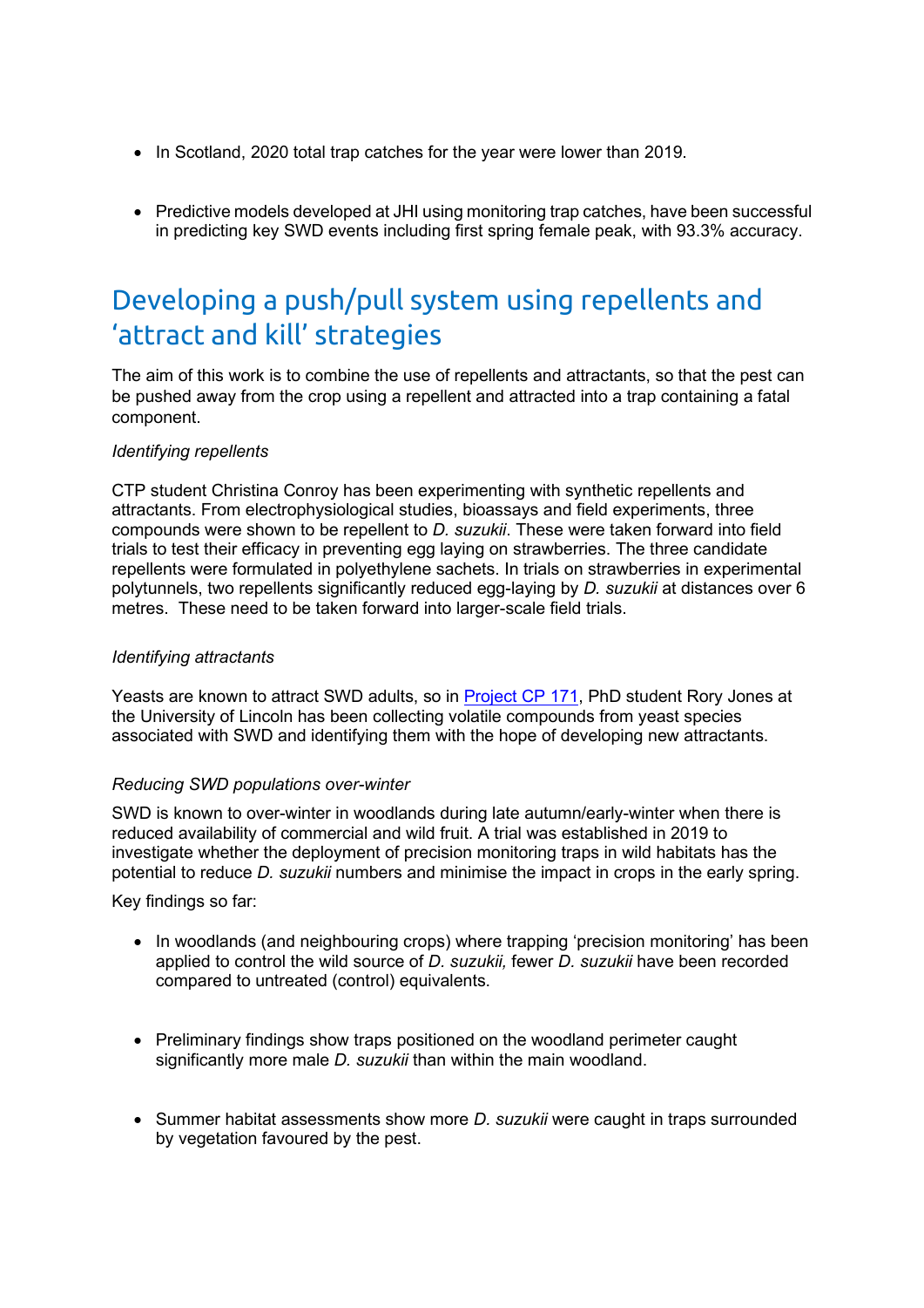- In Scotland, 2020 total trap catches for the year were lower than 2019.

- Predictive models developed at JHI using monitoring trap catches, have been successful in predicting key SWD events including first spring female peak, with 93.3% accuracy.

## Developing a push/pull system using repellents and 'attract and kill' strategies

The aim of this work is to combine the use of repellents and attractants, so that the pest can be pushed away from the crop using a repellent and attracted into a trap containing a fatal component.

*Identifying repellents*

CTP student Christina Conroy has been experimenting with synthetic repellents and attractants. From electrophysiological studies, bioassays and field experiments, three compounds were shown to be repellent to *D. suzukii*. These were taken forward into field trials to test their efficacy in preventing egg laying on strawberries. The three candidate repellents were formulated in polyethylene sachets. In trials on strawberries in experimental polytunnels, two repellents significantly reduced egg-laying by *D. suzukii* at distances over 6 metres. These need to be taken forward into larger-scale field trials.

*Identifying attractants*

Yeasts are known to attract SWD adults, so in Project CP 171, PhD student Rory Jones at the University of Lincoln has been collecting volatile compounds from yeast species associated with SWD and identifying them with the hope of developing new attractants.

*Reducing SWD populations over-winter*

SWD is known to over-winter in woodlands during late autumn/early-winter when there is reduced availability of commercial and wild fruit. A trial was established in 2019 to investigate whether the deployment of precision monitoring traps in wild habitats has the potential to reduce *D. suzukii* numbers and minimise the impact in crops in the early spring.

Key findings so far:

- In woodlands (and neighbouring crops) where trapping 'precision monitoring' has been applied to control the wild source of *D. suzukii,* fewer *D. suzukii* have been recorded compared to untreated (control) equivalents.

- Preliminary findings show traps positioned on the woodland perimeter caught significantly more male *D. suzukii* than within the main woodland.

- Summer habitat assessments show more *D. suzukii* were caught in traps surrounded by vegetation favoured by the pest.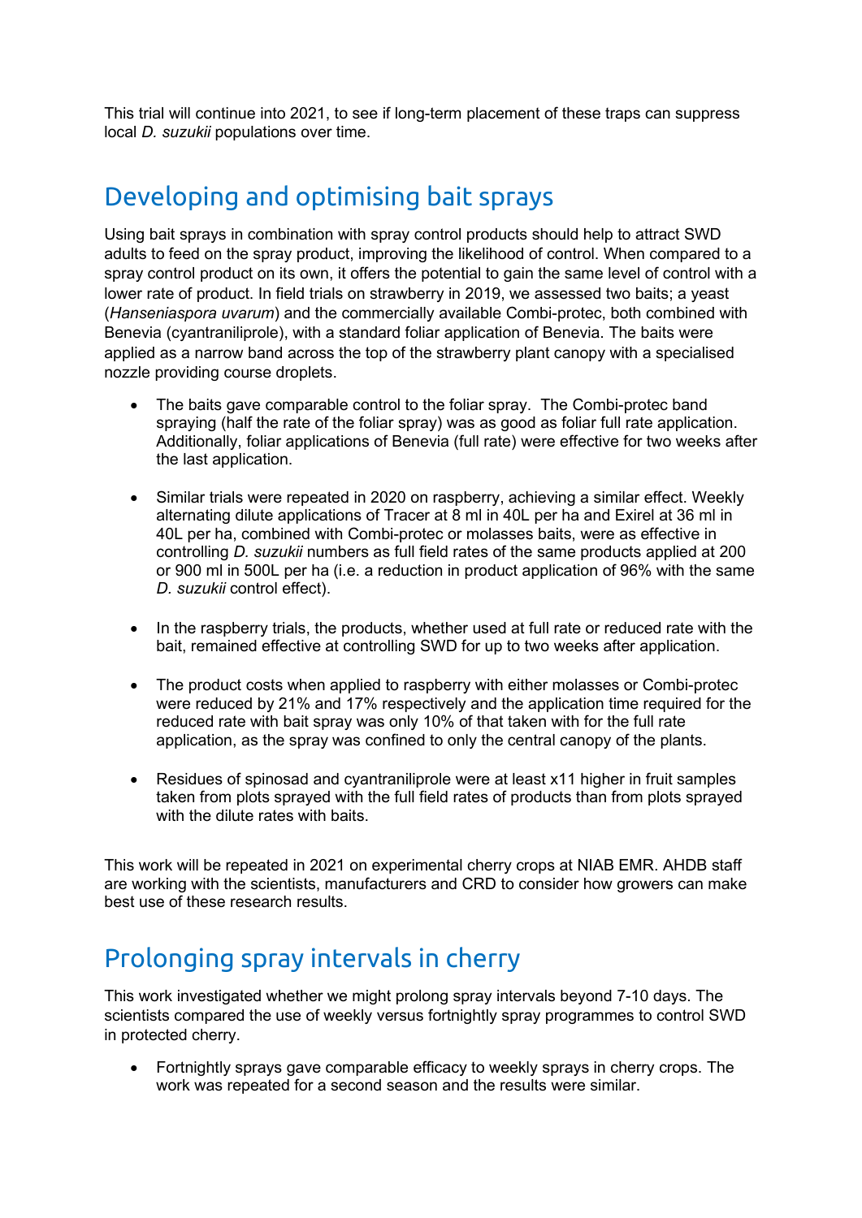This trial will continue into 2021, to see if long-term placement of these traps can suppress local *D. suzukii* populations over time.

## Developing and optimising bait sprays

Using bait sprays in combination with spray control products should help to attract SWD adults to feed on the spray product, improving the likelihood of control. When compared to a spray control product on its own, it offers the potential to gain the same level of control with a lower rate of product. In field trials on strawberry in 2019, we assessed two baits; a yeast (*Hanseniaspora uvarum*) and the commercially available Combi-protec, both combined with Benevia (cyantraniliprole), with a standard foliar application of Benevia. The baits were applied as a narrow band across the top of the strawberry plant canopy with a specialised nozzle providing course droplets.

- The baits gave comparable control to the foliar spray. The Combi-protec band spraying (half the rate of the foliar spray) was as good as foliar full rate application. Additionally, foliar applications of Benevia (full rate) were effective for two weeks after the last application.
- Similar trials were repeated in 2020 on raspberry, achieving a similar effect. Weekly alternating dilute applications of Tracer at 8 ml in 40L per ha and Exirel at 36 ml in 40L per ha, combined with Combi-protec or molasses baits, were as effective in controlling *D. suzukii* numbers as full field rates of the same products applied at 200 or 900 ml in 500L per ha (i.e. a reduction in product application of 96% with the same *D. suzukii* control effect).
- In the raspberry trials, the products, whether used at full rate or reduced rate with the bait, remained effective at controlling SWD for up to two weeks after application.
- The product costs when applied to raspberry with either molasses or Combi-protec were reduced by 21% and 17% respectively and the application time required for the reduced rate with bait spray was only 10% of that taken with for the full rate application, as the spray was confined to only the central canopy of the plants.
- Residues of spinosad and cyantraniliprole were at least x11 higher in fruit samples taken from plots sprayed with the full field rates of products than from plots sprayed with the dilute rates with baits.

This work will be repeated in 2021 on experimental cherry crops at NIAB EMR. AHDB staff are working with the scientists, manufacturers and CRD to consider how growers can make best use of these research results.

## Prolonging spray intervals in cherry

This work investigated whether we might prolong spray intervals beyond 7-10 days. The scientists compared the use of weekly versus fortnightly spray programmes to control SWD in protected cherry.

- Fortnightly sprays gave comparable efficacy to weekly sprays in cherry crops. The work was repeated for a second season and the results were similar.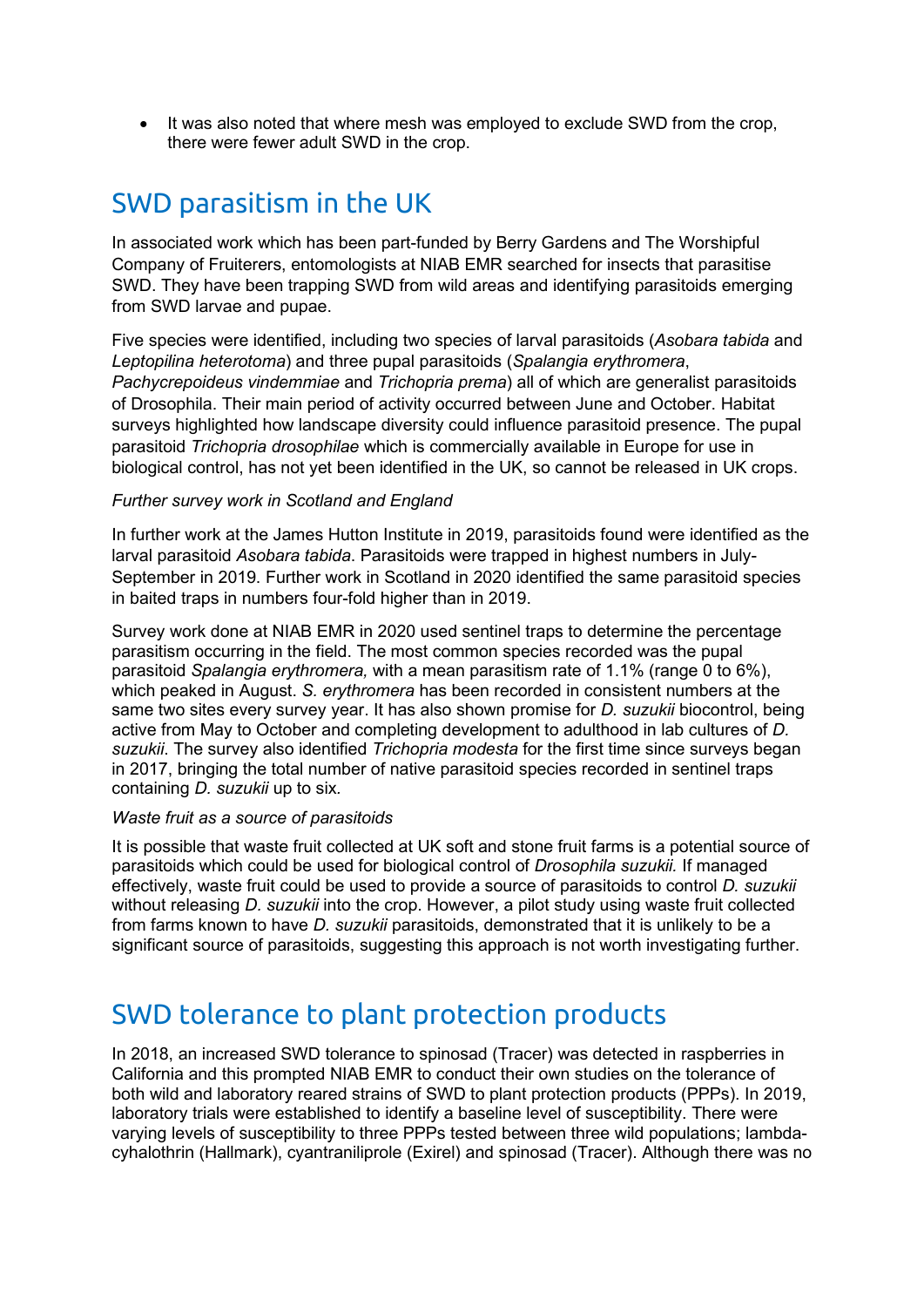- It was also noted that where mesh was employed to exclude SWD from the crop, there were fewer adult SWD in the crop.

## SWD parasitism in the UK

In associated work which has been part-funded by Berry Gardens and The Worshipful Company of Fruiterers, entomologists at NIAB EMR searched for insects that parasitise SWD. They have been trapping SWD from wild areas and identifying parasitoids emerging from SWD larvae and pupae.

Five species were identified, including two species of larval parasitoids (*Asobara tabida* and *Leptopilina heterotoma*) and three pupal parasitoids (*Spalangia erythromera*, *Pachycrepoideus vindemmiae* and *Trichopria prema*) all of which are generalist parasitoids of Drosophila. Their main period of activity occurred between June and October. Habitat surveys highlighted how landscape diversity could influence parasitoid presence. The pupal parasitoid *Trichopria drosophilae* which is commercially available in Europe for use in biological control, has not yet been identified in the UK, so cannot be released in UK crops.

*Further survey work in Scotland and England*

In further work at the James Hutton Institute in 2019, parasitoids found were identified as the larval parasitoid *Asobara tabida*. Parasitoids were trapped in highest numbers in July-September in 2019. Further work in Scotland in 2020 identified the same parasitoid species in baited traps in numbers four-fold higher than in 2019.

Survey work done at NIAB EMR in 2020 used sentinel traps to determine the percentage parasitism occurring in the field. The most common species recorded was the pupal parasitoid *Spalangia erythromera,* with a mean parasitism rate of 1.1% (range 0 to 6%), which peaked in August. *S. erythromera* has been recorded in consistent numbers at the same two sites every survey year. It has also shown promise for *D. suzukii* biocontrol, being active from May to October and completing development to adulthood in lab cultures of *D. suzukii*. The survey also identified *Trichopria modesta* for the first time since surveys began in 2017, bringing the total number of native parasitoid species recorded in sentinel traps containing *D. suzukii* up to six.

*Waste fruit as a source of parasitoids*

It is possible that waste fruit collected at UK soft and stone fruit farms is a potential source of parasitoids which could be used for biological control of *Drosophila suzukii.* If managed effectively, waste fruit could be used to provide a source of parasitoids to control *D. suzukii* without releasing *D. suzukii* into the crop. However, a pilot study using waste fruit collected from farms known to have *D. suzukii* parasitoids, demonstrated that it is unlikely to be a significant source of parasitoids, suggesting this approach is not worth investigating further.

## SWD tolerance to plant protection products

In 2018, an increased SWD tolerance to spinosad (Tracer) was detected in raspberries in California and this prompted NIAB EMR to conduct their own studies on the tolerance of both wild and laboratory reared strains of SWD to plant protection products (PPPs). In 2019, laboratory trials were established to identify a baseline level of susceptibility. There were varying levels of susceptibility to three PPPs tested between three wild populations; lambda-cyhalothrin (Hallmark), cyantraniliprole (Exirel) and spinosad (Tracer). Although there was no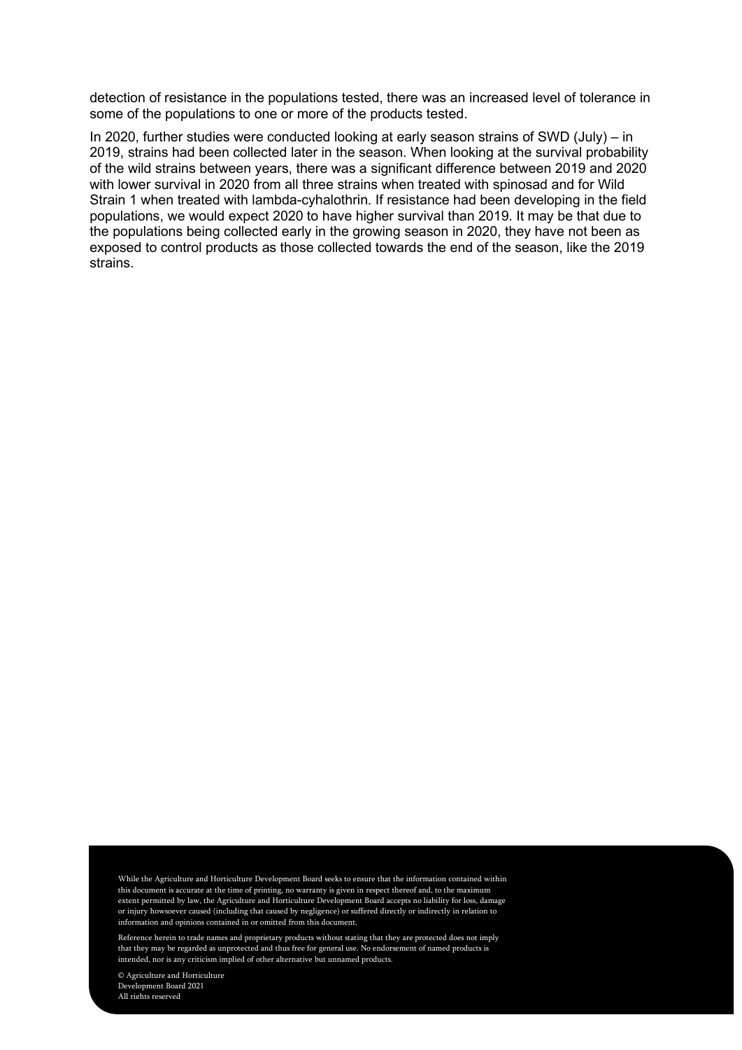detection of resistance in the populations tested, there was an increased level of tolerance in some of the populations to one or more of the products tested.

In 2020, further studies were conducted looking at early season strains of SWD (July) – in 2019, strains had been collected later in the season. When looking at the survival probability of the wild strains between years, there was a significant difference between 2019 and 2020 with lower survival in 2020 from all three strains when treated with spinosad and for Wild Strain 1 when treated with lambda-cyhalothrin. If resistance had been developing in the field populations, we would expect 2020 to have higher survival than 2019. It may be that due to the populations being collected early in the growing season in 2020, they have not been as exposed to control products as those collected towards the end of the season, like the 2019 strains.

While the Agriculture and Horticulture Development Board seeks to ensure that the information contained within this document is accurate at the time of printing, no warranty is given in respect thereof and, to the maximum extent permitted by law, the Agriculture and Horticulture Development Board accepts no liability for loss, damage or injury howsoever caused (including that caused by negligence) or suffered directly or indirectly in relation to information and opinions contained in or omitted from this document.

Reference herein to trade names and proprietary products without stating that they are protected does not imply that they may be regarded as unprotected and thus free for general use. No endorsement of named products is intended, nor is any criticism implied of other alternative but unnamed products.

© Agriculture and Horticulture Development Board 2021
All rights reserved